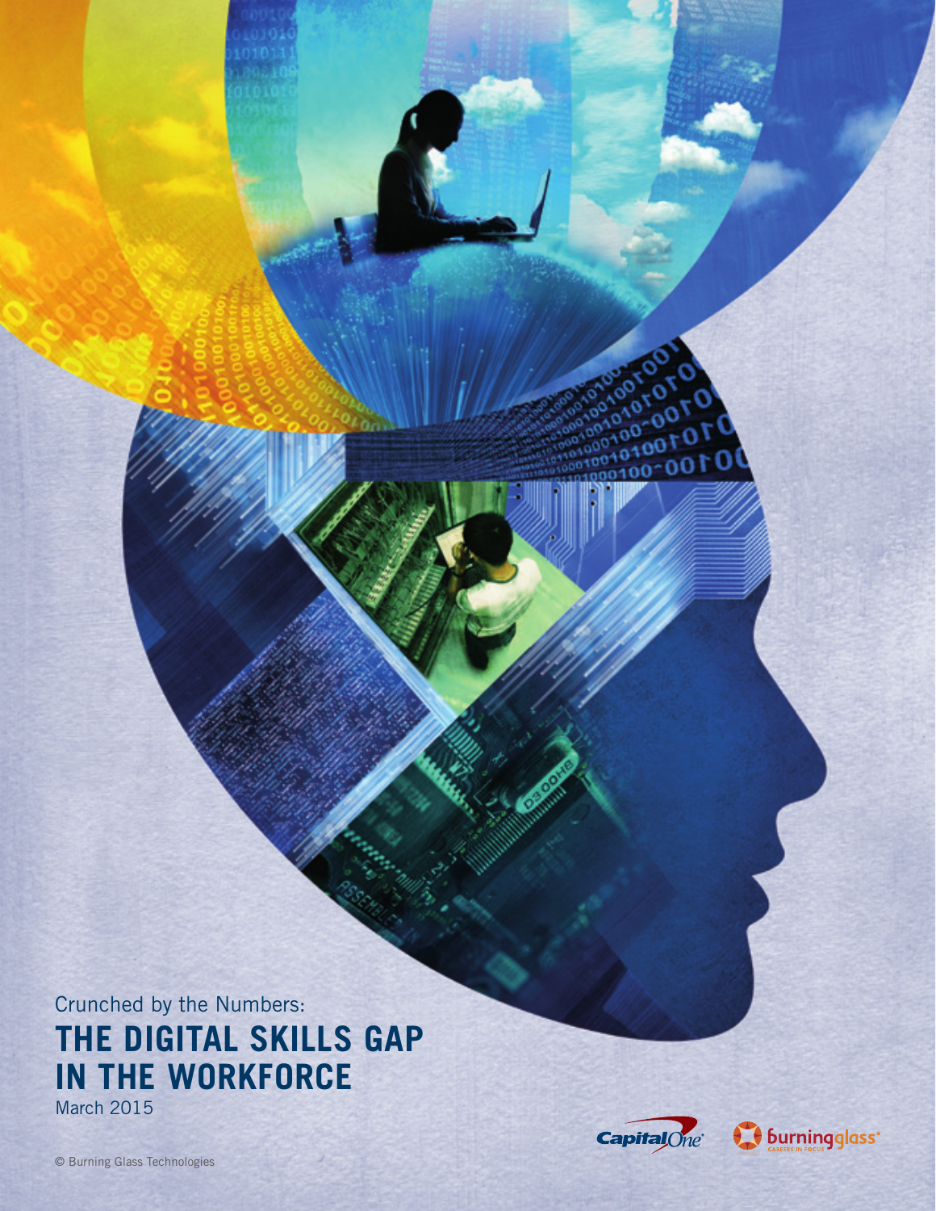Crunched by the Numbers:

# THE DIGITAL SKILLS GAP IN THE WORKFORCE

March 2015

© Burning Glass Technologies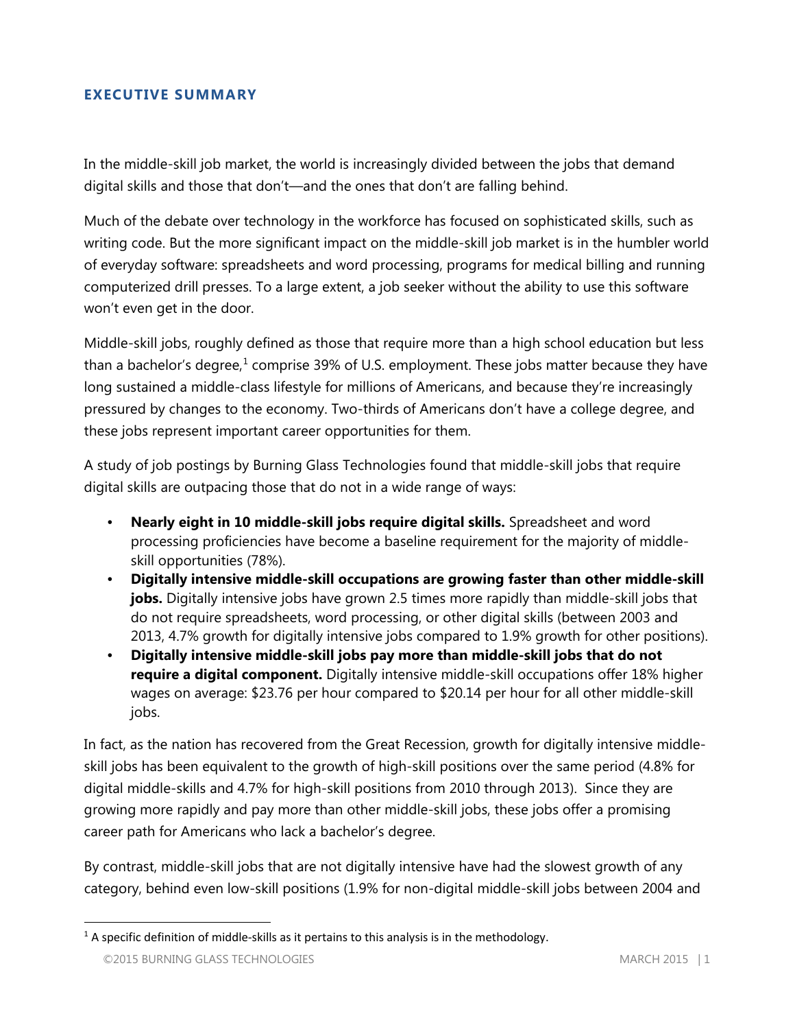## EXECUTIVE SUMMARY

In the middle-skill job market, the world is increasingly divided between the jobs that demand digital skills and those that don't—and the ones that don't are falling behind.

Much of the debate over technology in the workforce has focused on sophisticated skills, such as writing code. But the more significant impact on the middle-skill job market is in the humbler world of everyday software: spreadsheets and word processing, programs for medical billing and running computerized drill presses. To a large extent, a job seeker without the ability to use this software won't even get in the door.

Middle-skill jobs, roughly defined as those that require more than a high school education but less than a bachelor's degree,[1] comprise 39% of U.S. employment. These jobs matter because they have long sustained a middle-class lifestyle for millions of Americans, and because they're increasingly pressured by changes to the economy. Two-thirds of Americans don't have a college degree, and these jobs represent important career opportunities for them.

A study of job postings by Burning Glass Technologies found that middle-skill jobs that require digital skills are outpacing those that do not in a wide range of ways:

- **Nearly eight in 10 middle-skill jobs require digital skills.** Spreadsheet and word processing proficiencies have become a baseline requirement for the majority of middle-skill opportunities (78%).
- **Digitally intensive middle-skill occupations are growing faster than other middle-skill jobs.** Digitally intensive jobs have grown 2.5 times more rapidly than middle-skill jobs that do not require spreadsheets, word processing, or other digital skills (between 2003 and 2013, 4.7% growth for digitally intensive jobs compared to 1.9% growth for other positions).
- **Digitally intensive middle-skill jobs pay more than middle-skill jobs that do not require a digital component.** Digitally intensive middle-skill occupations offer 18% higher wages on average: $23.76 per hour compared to $20.14 per hour for all other middle-skill jobs.

In fact, as the nation has recovered from the Great Recession, growth for digitally intensive middle-skill jobs has been equivalent to the growth of high-skill positions over the same period (4.8% for digital middle-skills and 4.7% for high-skill positions from 2010 through 2013). Since they are growing more rapidly and pay more than other middle-skill jobs, these jobs offer a promising career path for Americans who lack a bachelor's degree.

By contrast, middle-skill jobs that are not digitally intensive have had the slowest growth of any category, behind even low-skill positions (1.9% for non-digital middle-skill jobs between 2004 and

[1] A specific definition of middle-skills as it pertains to this analysis is in the methodology.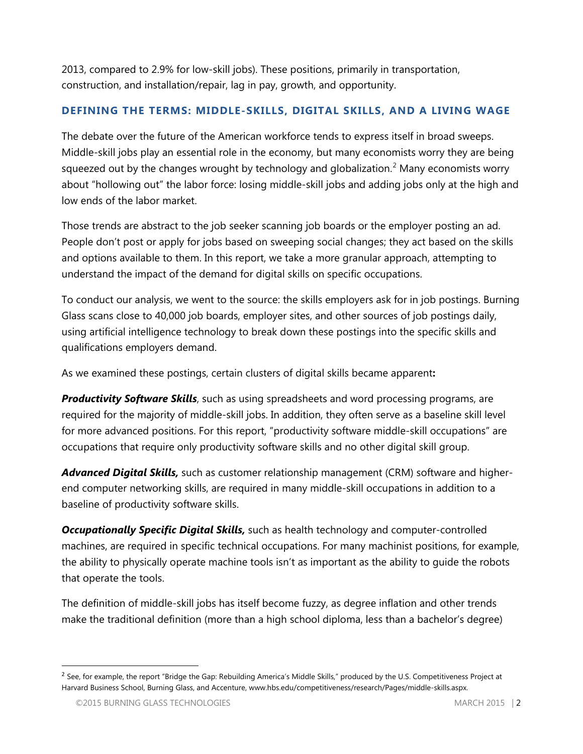2013, compared to 2.9% for low-skill jobs). These positions, primarily in transportation, construction, and installation/repair, lag in pay, growth, and opportunity.

## DEFINING THE TERMS: MIDDLE-SKILLS, DIGITAL SKILLS, AND A LIVING WAGE

The debate over the future of the American workforce tends to express itself in broad sweeps. Middle-skill jobs play an essential role in the economy, but many economists worry they are being squeezed out by the changes wrought by technology and globalization.[2] Many economists worry about "hollowing out" the labor force: losing middle-skill jobs and adding jobs only at the high and low ends of the labor market.

Those trends are abstract to the job seeker scanning job boards or the employer posting an ad. People don't post or apply for jobs based on sweeping social changes; they act based on the skills and options available to them. In this report, we take a more granular approach, attempting to understand the impact of the demand for digital skills on specific occupations.

To conduct our analysis, we went to the source: the skills employers ask for in job postings. Burning Glass scans close to 40,000 job boards, employer sites, and other sources of job postings daily, using artificial intelligence technology to break down these postings into the specific skills and qualifications employers demand.

As we examined these postings, certain clusters of digital skills became apparent**:**

***Productivity Software Skills***, such as using spreadsheets and word processing programs, are required for the majority of middle-skill jobs. In addition, they often serve as a baseline skill level for more advanced positions. For this report, "productivity software middle-skill occupations" are occupations that require only productivity software skills and no other digital skill group.

***Advanced Digital Skills,*** such as customer relationship management (CRM) software and higher-end computer networking skills, are required in many middle-skill occupations in addition to a baseline of productivity software skills.

***Occupationally Specific Digital Skills,*** such as health technology and computer-controlled machines, are required in specific technical occupations. For many machinist positions, for example, the ability to physically operate machine tools isn't as important as the ability to guide the robots that operate the tools.

The definition of middle-skill jobs has itself become fuzzy, as degree inflation and other trends make the traditional definition (more than a high school diploma, less than a bachelor's degree)

---

[2] See, for example, the report "Bridge the Gap: Rebuilding America's Middle Skills," produced by the U.S. Competitiveness Project at Harvard Business School, Burning Glass, and Accenture, www.hbs.edu/competitiveness/research/Pages/middle-skills.aspx.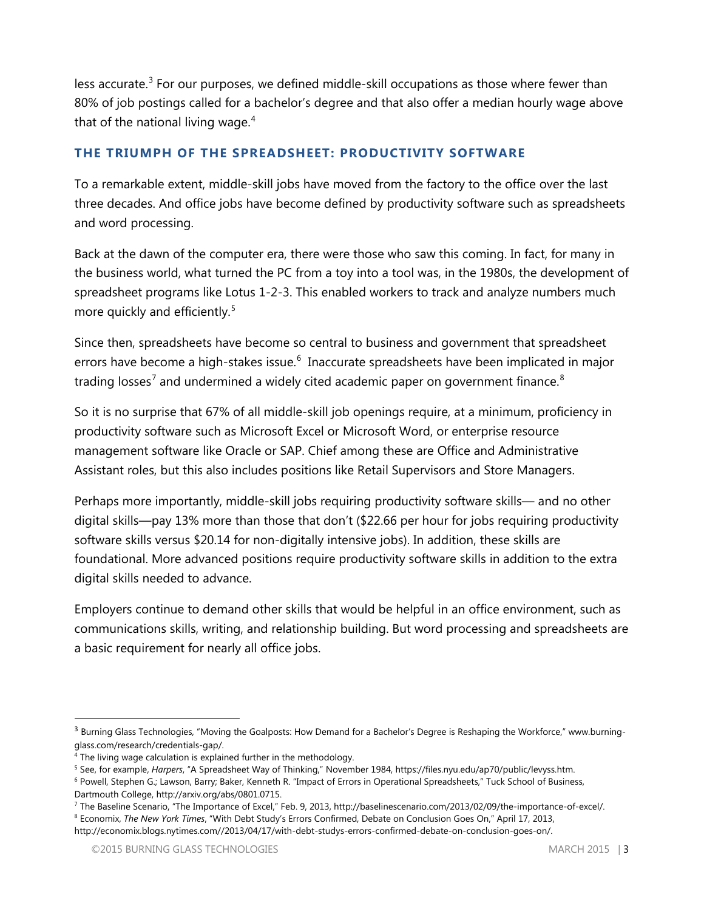less accurate.[3] For our purposes, we defined middle-skill occupations as those where fewer than 80% of job postings called for a bachelor's degree and that also offer a median hourly wage above that of the national living wage.[4]

## THE TRIUMPH OF THE SPREADSHEET: PRODUCTIVITY SOFTWARE

To a remarkable extent, middle-skill jobs have moved from the factory to the office over the last three decades. And office jobs have become defined by productivity software such as spreadsheets and word processing.

Back at the dawn of the computer era, there were those who saw this coming. In fact, for many in the business world, what turned the PC from a toy into a tool was, in the 1980s, the development of spreadsheet programs like Lotus 1-2-3. This enabled workers to track and analyze numbers much more quickly and efficiently.[5]

Since then, spreadsheets have become so central to business and government that spreadsheet errors have become a high-stakes issue.[6] Inaccurate spreadsheets have been implicated in major trading losses[7] and undermined a widely cited academic paper on government finance.[8]

So it is no surprise that 67% of all middle-skill job openings require, at a minimum, proficiency in productivity software such as Microsoft Excel or Microsoft Word, or enterprise resource management software like Oracle or SAP. Chief among these are Office and Administrative Assistant roles, but this also includes positions like Retail Supervisors and Store Managers.

Perhaps more importantly, middle-skill jobs requiring productivity software skills— and no other digital skills—pay 13% more than those that don't ($22.66 per hour for jobs requiring productivity software skills versus $20.14 for non-digitally intensive jobs). In addition, these skills are foundational. More advanced positions require productivity software skills in addition to the extra digital skills needed to advance.

Employers continue to demand other skills that would be helpful in an office environment, such as communications skills, writing, and relationship building. But word processing and spreadsheets are a basic requirement for nearly all office jobs.

---

[3] Burning Glass Technologies, "Moving the Goalposts: How Demand for a Bachelor's Degree is Reshaping the Workforce," www.burning-glass.com/research/credentials-gap/.

[4] The living wage calculation is explained further in the methodology.

[5] See, for example, *Harpers*, "A Spreadsheet Way of Thinking," November 1984, https://files.nyu.edu/ap70/public/levyss.htm.

[6] Powell, Stephen G.; Lawson, Barry; Baker, Kenneth R. "Impact of Errors in Operational Spreadsheets," Tuck School of Business, Dartmouth College, http://arxiv.org/abs/0801.0715.

[7] The Baseline Scenario, "The Importance of Excel," Feb. 9, 2013, http://baselinescenario.com/2013/02/09/the-importance-of-excel/.

[8] Economix, *The New York Times*, "With Debt Study's Errors Confirmed, Debate on Conclusion Goes On," April 17, 2013, http://economix.blogs.nytimes.com//2013/04/17/with-debt-studys-errors-confirmed-debate-on-conclusion-goes-on/.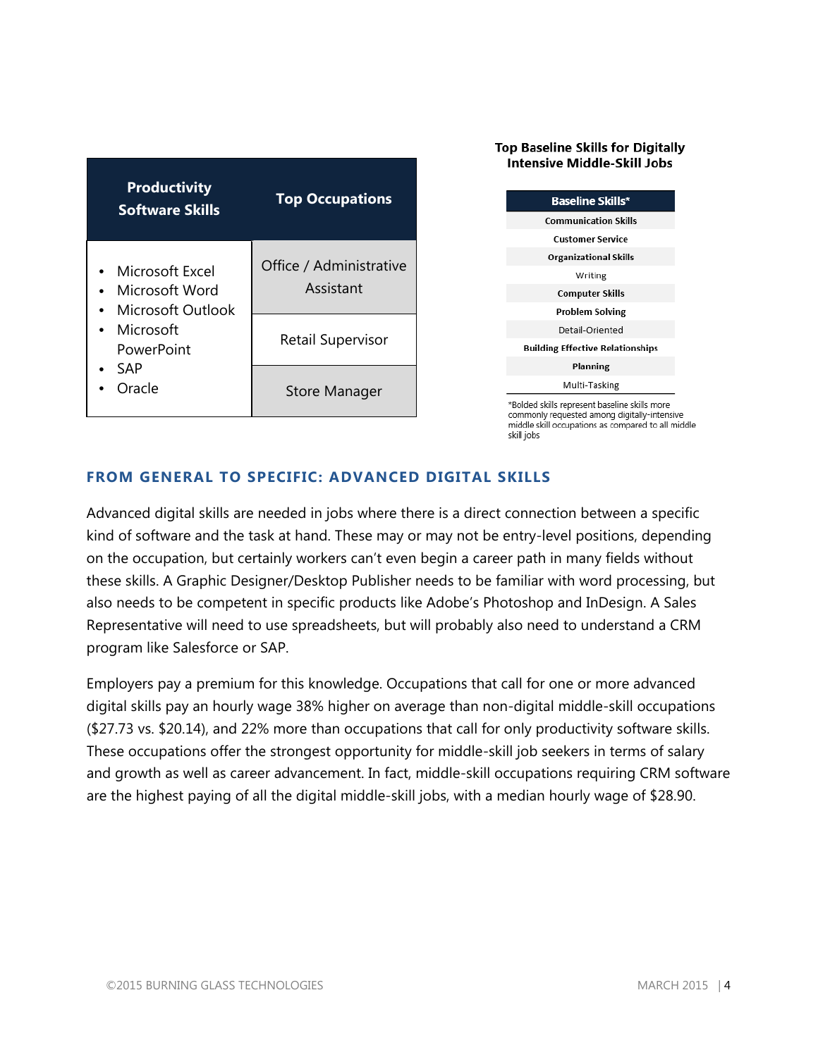| Productivity Software Skills | Top Occupations |
| --- | --- |
| • Microsoft Excel<br>• Microsoft Word<br>• Microsoft Outlook<br>• Microsoft PowerPoint<br>• SAP<br>• Oracle | Office / Administrative Assistant |
| | Retail Supervisor |
| | Store Manager |

**Top Baseline Skills for Digitally Intensive Middle-Skill Jobs**

| Baseline Skills* |
| --- |
| **Communication Skills** |
| **Customer Service** |
| **Organizational Skills** |
| Writing |
| **Computer Skills** |
| **Problem Solving** |
| Detail-Oriented |
| **Building Effective Relationships** |
| **Planning** |
| Multi-Tasking |

*Bolded skills represent baseline skills more commonly requested among digitally-intensive middle skill occupations as compared to all middle skill jobs

## FROM GENERAL TO SPECIFIC: ADVANCED DIGITAL SKILLS

Advanced digital skills are needed in jobs where there is a direct connection between a specific kind of software and the task at hand. These may or may not be entry-level positions, depending on the occupation, but certainly workers can't even begin a career path in many fields without these skills. A Graphic Designer/Desktop Publisher needs to be familiar with word processing, but also needs to be competent in specific products like Adobe's Photoshop and InDesign. A Sales Representative will need to use spreadsheets, but will probably also need to understand a CRM program like Salesforce or SAP.

Employers pay a premium for this knowledge. Occupations that call for one or more advanced digital skills pay an hourly wage 38% higher on average than non-digital middle-skill occupations ($27.73 vs. $20.14), and 22% more than occupations that call for only productivity software skills. These occupations offer the strongest opportunity for middle-skill job seekers in terms of salary and growth as well as career advancement. In fact, middle-skill occupations requiring CRM software are the highest paying of all the digital middle-skill jobs, with a median hourly wage of $28.90.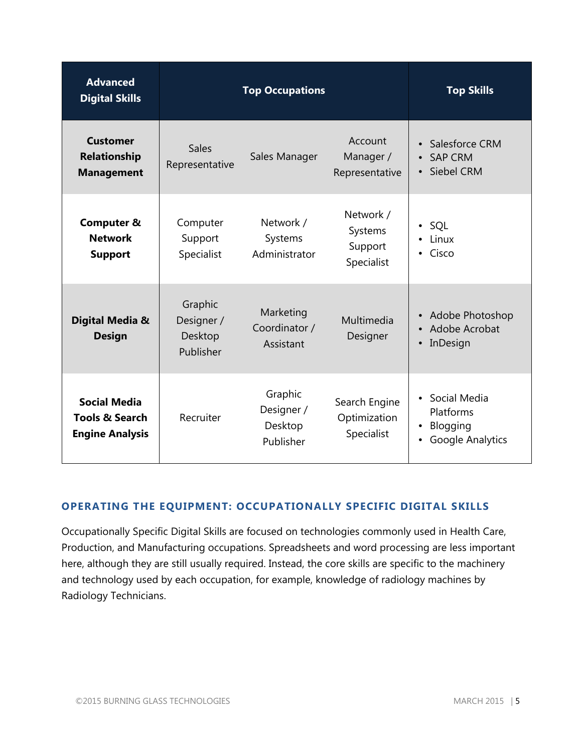| Advanced Digital Skills | Top Occupations | | | Top Skills |
|---|---|---|---|---|
| **Customer Relationship Management** | Sales Representative | Sales Manager | Account Manager / Representative | • Salesforce CRM<br>• SAP CRM<br>• Siebel CRM |
| **Computer & Network Support** | Computer Support Specialist | Network / Systems Administrator | Network / Systems Support Specialist | • SQL<br>• Linux<br>• Cisco |
| **Digital Media & Design** | Graphic Designer / Desktop Publisher | Marketing Coordinator / Assistant | Multimedia Designer | • Adobe Photoshop<br>• Adobe Acrobat<br>• InDesign |
| **Social Media Tools & Search Engine Analysis** | Recruiter | Graphic Designer / Desktop Publisher | Search Engine Optimization Specialist | • Social Media Platforms<br>• Blogging<br>• Google Analytics |

### OPERATING THE EQUIPMENT: OCCUPATIONALLY SPECIFIC DIGITAL SKILLS

Occupationally Specific Digital Skills are focused on technologies commonly used in Health Care, Production, and Manufacturing occupations. Spreadsheets and word processing are less important here, although they are still usually required. Instead, the core skills are specific to the machinery and technology used by each occupation, for example, knowledge of radiology machines by Radiology Technicians.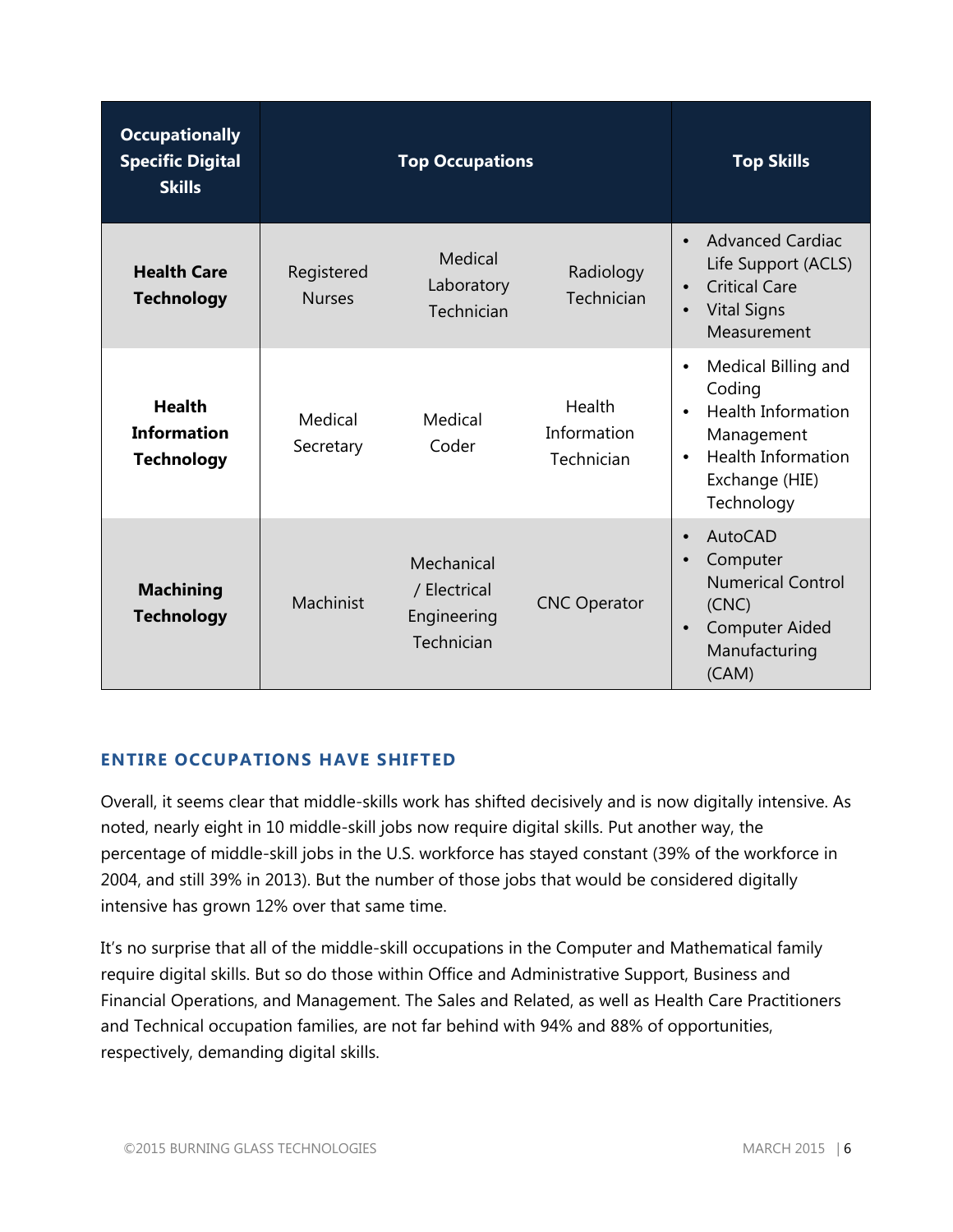| Occupationally Specific Digital Skills | Top Occupations | | | Top Skills |
|---|---|---|---|---|
| **Health Care Technology** | Registered Nurses | Medical Laboratory Technician | Radiology Technician | • Advanced Cardiac Life Support (ACLS)<br>• Critical Care<br>• Vital Signs Measurement |
| **Health Information Technology** | Medical Secretary | Medical Coder | Health Information Technician | • Medical Billing and Coding<br>• Health Information Management<br>• Health Information Exchange (HIE) Technology |
| **Machining Technology** | Machinist | Mechanical / Electrical Engineering Technician | CNC Operator | • AutoCAD<br>• Computer Numerical Control (CNC)<br>• Computer Aided Manufacturing (CAM) |

## ENTIRE OCCUPATIONS HAVE SHIFTED

Overall, it seems clear that middle-skills work has shifted decisively and is now digitally intensive. As noted, nearly eight in 10 middle-skill jobs now require digital skills. Put another way, the percentage of middle-skill jobs in the U.S. workforce has stayed constant (39% of the workforce in 2004, and still 39% in 2013). But the number of those jobs that would be considered digitally intensive has grown 12% over that same time.

It's no surprise that all of the middle-skill occupations in the Computer and Mathematical family require digital skills. But so do those within Office and Administrative Support, Business and Financial Operations, and Management. The Sales and Related, as well as Health Care Practitioners and Technical occupation families, are not far behind with 94% and 88% of opportunities, respectively, demanding digital skills.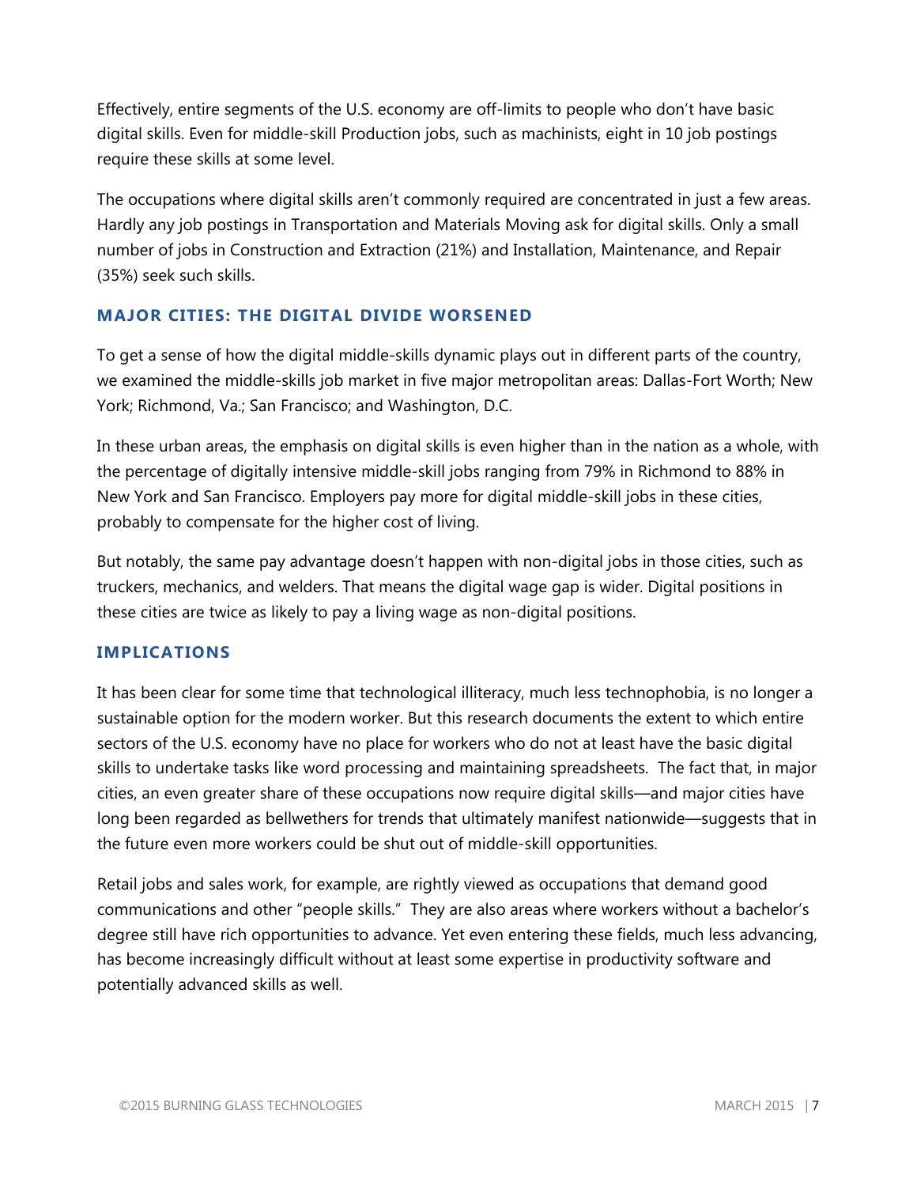Effectively, entire segments of the U.S. economy are off-limits to people who don't have basic digital skills. Even for middle-skill Production jobs, such as machinists, eight in 10 job postings require these skills at some level.

The occupations where digital skills aren't commonly required are concentrated in just a few areas. Hardly any job postings in Transportation and Materials Moving ask for digital skills. Only a small number of jobs in Construction and Extraction (21%) and Installation, Maintenance, and Repair (35%) seek such skills.

### MAJOR CITIES: THE DIGITAL DIVIDE WORSENED

To get a sense of how the digital middle-skills dynamic plays out in different parts of the country, we examined the middle-skills job market in five major metropolitan areas: Dallas-Fort Worth; New York; Richmond, Va.; San Francisco; and Washington, D.C.

In these urban areas, the emphasis on digital skills is even higher than in the nation as a whole, with the percentage of digitally intensive middle-skill jobs ranging from 79% in Richmond to 88% in New York and San Francisco. Employers pay more for digital middle-skill jobs in these cities, probably to compensate for the higher cost of living.

But notably, the same pay advantage doesn't happen with non-digital jobs in those cities, such as truckers, mechanics, and welders. That means the digital wage gap is wider. Digital positions in these cities are twice as likely to pay a living wage as non-digital positions.

### IMPLICATIONS

It has been clear for some time that technological illiteracy, much less technophobia, is no longer a sustainable option for the modern worker. But this research documents the extent to which entire sectors of the U.S. economy have no place for workers who do not at least have the basic digital skills to undertake tasks like word processing and maintaining spreadsheets. The fact that, in major cities, an even greater share of these occupations now require digital skills—and major cities have long been regarded as bellwethers for trends that ultimately manifest nationwide—suggests that in the future even more workers could be shut out of middle-skill opportunities.

Retail jobs and sales work, for example, are rightly viewed as occupations that demand good communications and other "people skills." They are also areas where workers without a bachelor's degree still have rich opportunities to advance. Yet even entering these fields, much less advancing, has become increasingly difficult without at least some expertise in productivity software and potentially advanced skills as well.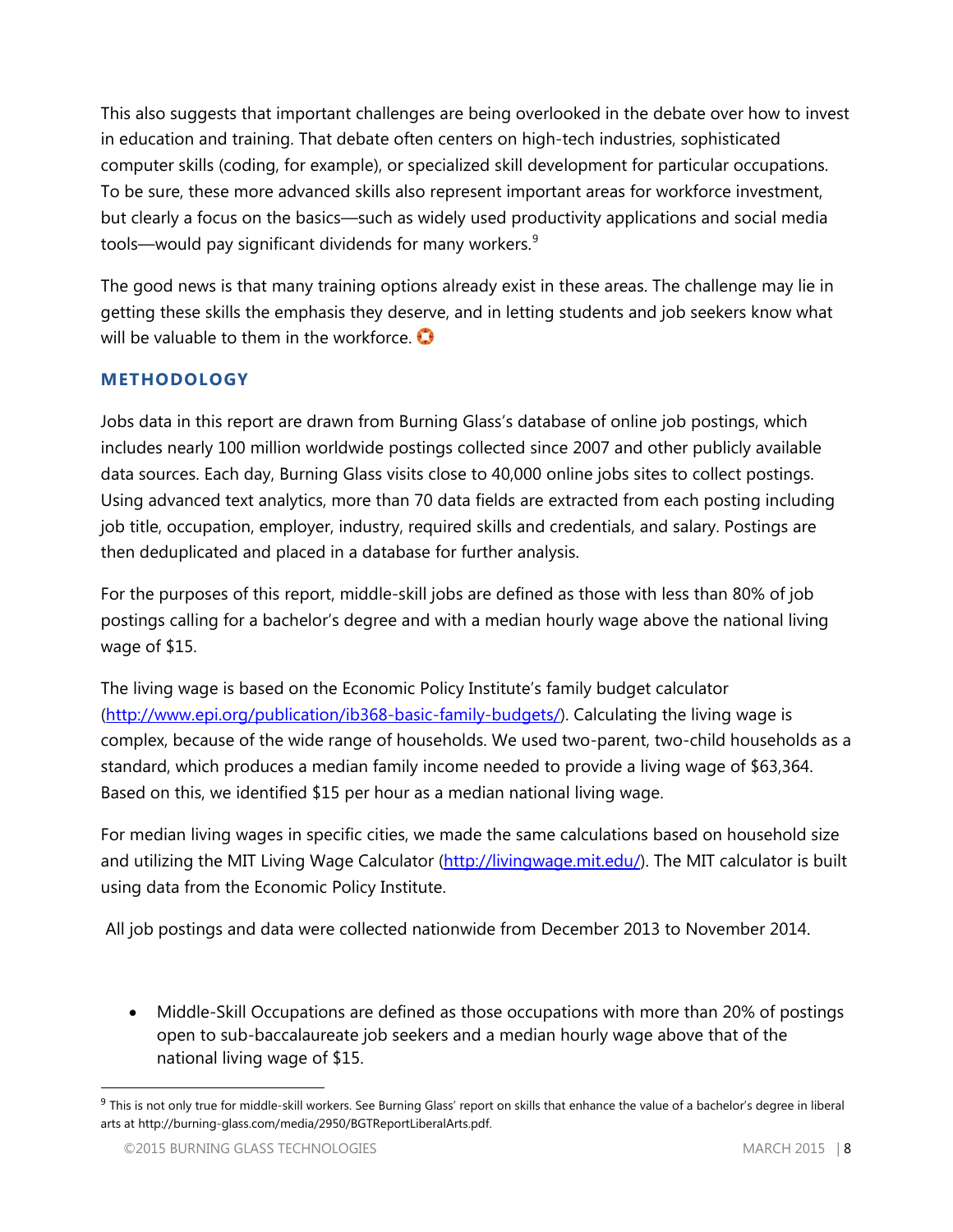This also suggests that important challenges are being overlooked in the debate over how to invest in education and training. That debate often centers on high-tech industries, sophisticated computer skills (coding, for example), or specialized skill development for particular occupations. To be sure, these more advanced skills also represent important areas for workforce investment, but clearly a focus on the basics—such as widely used productivity applications and social media tools—would pay significant dividends for many workers.[9]

The good news is that many training options already exist in these areas. The challenge may lie in getting these skills the emphasis they deserve, and in letting students and job seekers know what will be valuable to them in the workforce.

## METHODOLOGY

Jobs data in this report are drawn from Burning Glass's database of online job postings, which includes nearly 100 million worldwide postings collected since 2007 and other publicly available data sources. Each day, Burning Glass visits close to 40,000 online jobs sites to collect postings. Using advanced text analytics, more than 70 data fields are extracted from each posting including job title, occupation, employer, industry, required skills and credentials, and salary. Postings are then deduplicated and placed in a database for further analysis.

For the purposes of this report, middle-skill jobs are defined as those with less than 80% of job postings calling for a bachelor's degree and with a median hourly wage above the national living wage of $15.

The living wage is based on the Economic Policy Institute's family budget calculator (http://www.epi.org/publication/ib368-basic-family-budgets/). Calculating the living wage is complex, because of the wide range of households. We used two-parent, two-child households as a standard, which produces a median family income needed to provide a living wage of $63,364. Based on this, we identified $15 per hour as a median national living wage.

For median living wages in specific cities, we made the same calculations based on household size and utilizing the MIT Living Wage Calculator (http://livingwage.mit.edu/). The MIT calculator is built using data from the Economic Policy Institute.

All job postings and data were collected nationwide from December 2013 to November 2014.

- Middle-Skill Occupations are defined as those occupations with more than 20% of postings open to sub-baccalaureate job seekers and a median hourly wage above that of the national living wage of $15.

[9] This is not only true for middle-skill workers. See Burning Glass' report on skills that enhance the value of a bachelor's degree in liberal arts at http://burning-glass.com/media/2950/BGTReportLiberalArts.pdf.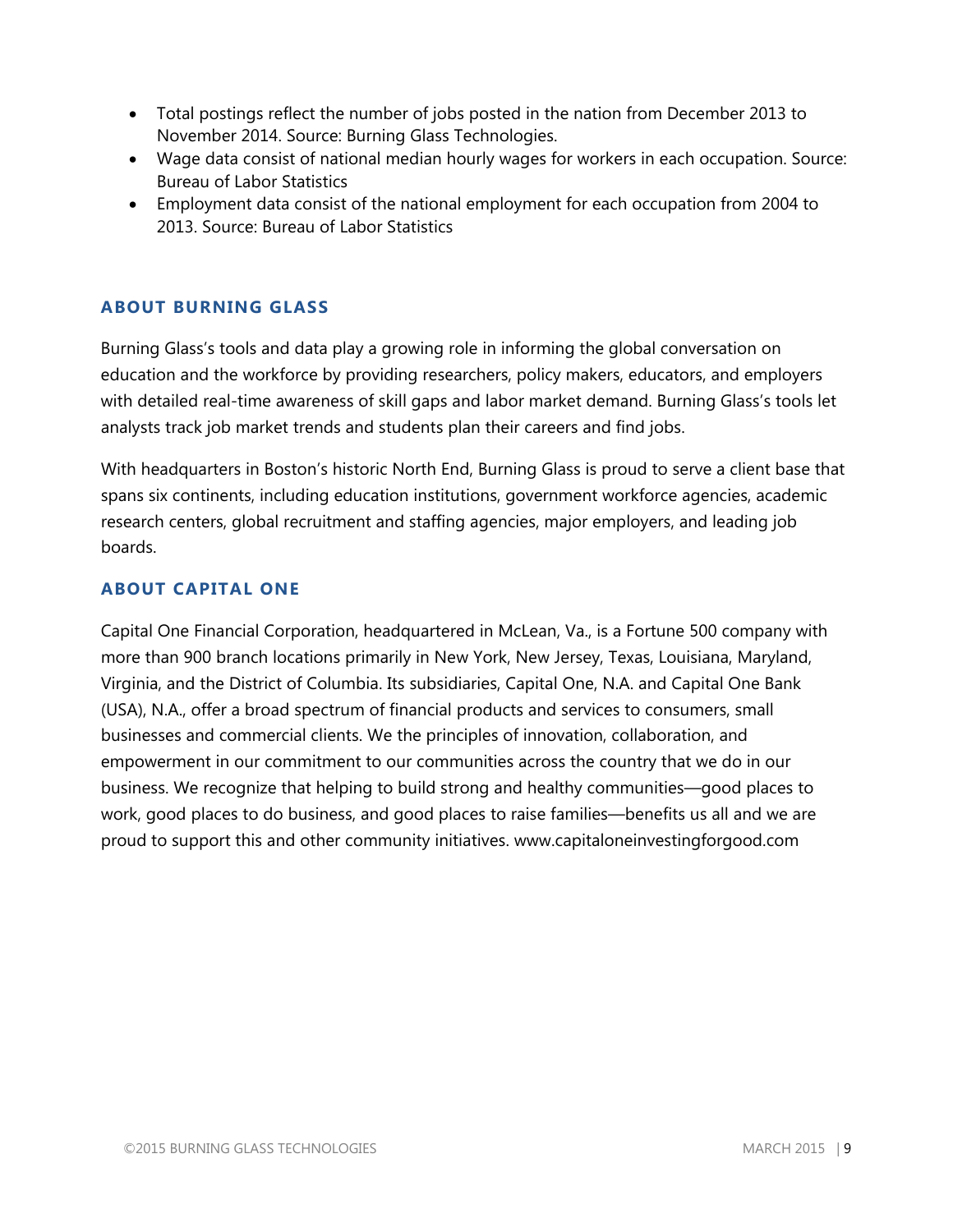- Total postings reflect the number of jobs posted in the nation from December 2013 to November 2014. Source: Burning Glass Technologies.
- Wage data consist of national median hourly wages for workers in each occupation. Source: Bureau of Labor Statistics
- Employment data consist of the national employment for each occupation from 2004 to 2013. Source: Bureau of Labor Statistics

## ABOUT BURNING GLASS

Burning Glass's tools and data play a growing role in informing the global conversation on education and the workforce by providing researchers, policy makers, educators, and employers with detailed real-time awareness of skill gaps and labor market demand. Burning Glass's tools let analysts track job market trends and students plan their careers and find jobs.

With headquarters in Boston's historic North End, Burning Glass is proud to serve a client base that spans six continents, including education institutions, government workforce agencies, academic research centers, global recruitment and staffing agencies, major employers, and leading job boards.

## ABOUT CAPITAL ONE

Capital One Financial Corporation, headquartered in McLean, Va., is a Fortune 500 company with more than 900 branch locations primarily in New York, New Jersey, Texas, Louisiana, Maryland, Virginia, and the District of Columbia. Its subsidiaries, Capital One, N.A. and Capital One Bank (USA), N.A., offer a broad spectrum of financial products and services to consumers, small businesses and commercial clients. We the principles of innovation, collaboration, and empowerment in our commitment to our communities across the country that we do in our business. We recognize that helping to build strong and healthy communities—good places to work, good places to do business, and good places to raise families—benefits us all and we are proud to support this and other community initiatives. www.capitaloneinvestingforgood.com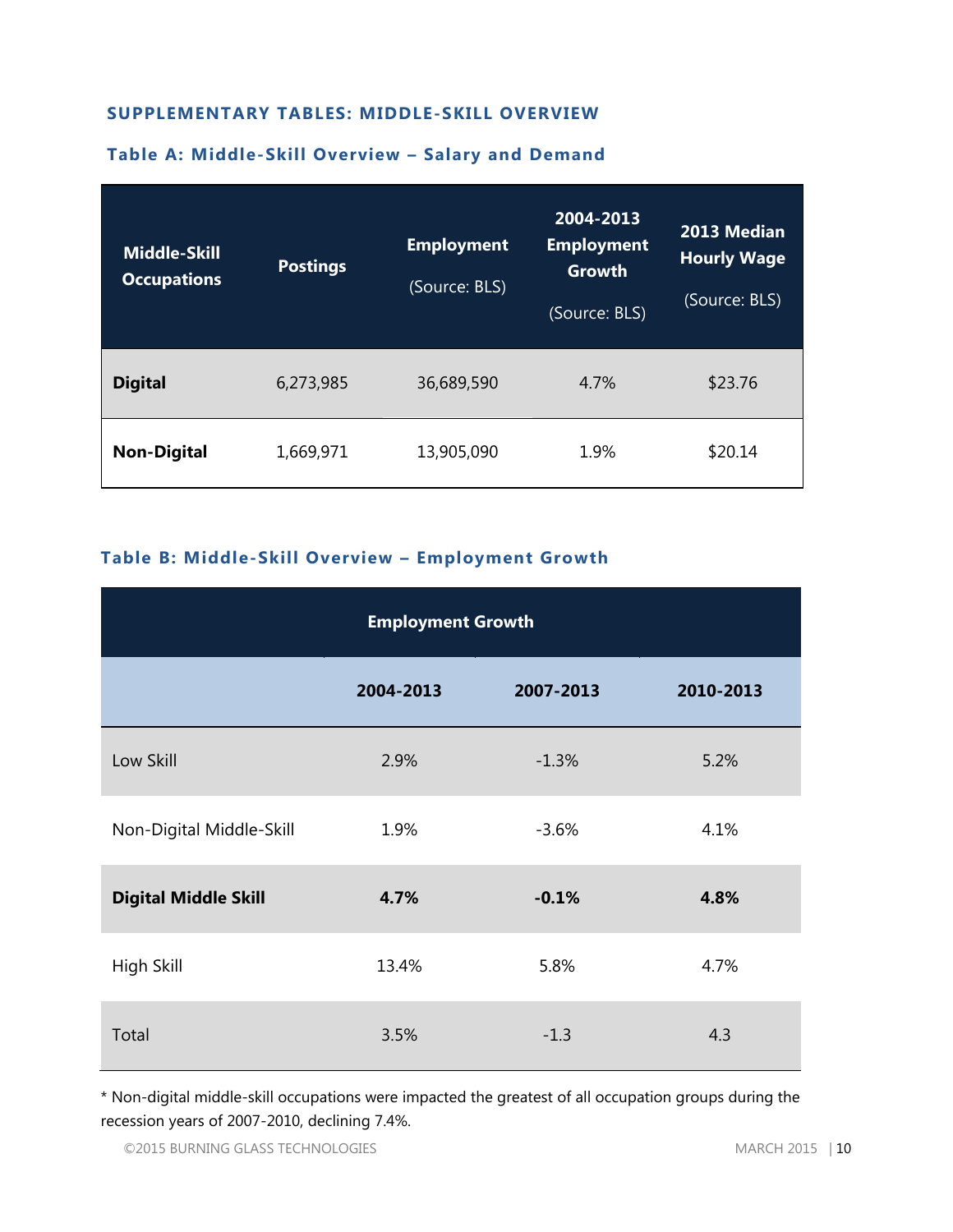## SUPPLEMENTARY TABLES: MIDDLE-SKILL OVERVIEW

### Table A: Middle-Skill Overview – Salary and Demand

| Middle-Skill Occupations | Postings | Employment (Source: BLS) | 2004-2013 Employment Growth (Source: BLS) | 2013 Median Hourly Wage (Source: BLS) |
|---|---|---|---|---|
| **Digital** | 6,273,985 | 36,689,590 | 4.7% | $23.76 |
| **Non-Digital** | 1,669,971 | 13,905,090 | 1.9% | $20.14 |

### Table B: Middle-Skill Overview – Employment Growth

| | Employment Growth | | |
|---|---|---|---|
| | **2004-2013** | **2007-2013** | **2010-2013** |
| Low Skill | 2.9% | -1.3% | 5.2% |
| Non-Digital Middle-Skill | 1.9% | -3.6% | 4.1% |
| **Digital Middle Skill** | **4.7%** | **-0.1%** | **4.8%** |
| High Skill | 13.4% | 5.8% | 4.7% |
| Total | 3.5% | -1.3 | 4.3 |

* Non-digital middle-skill occupations were impacted the greatest of all occupation groups during the recession years of 2007-2010, declining 7.4%.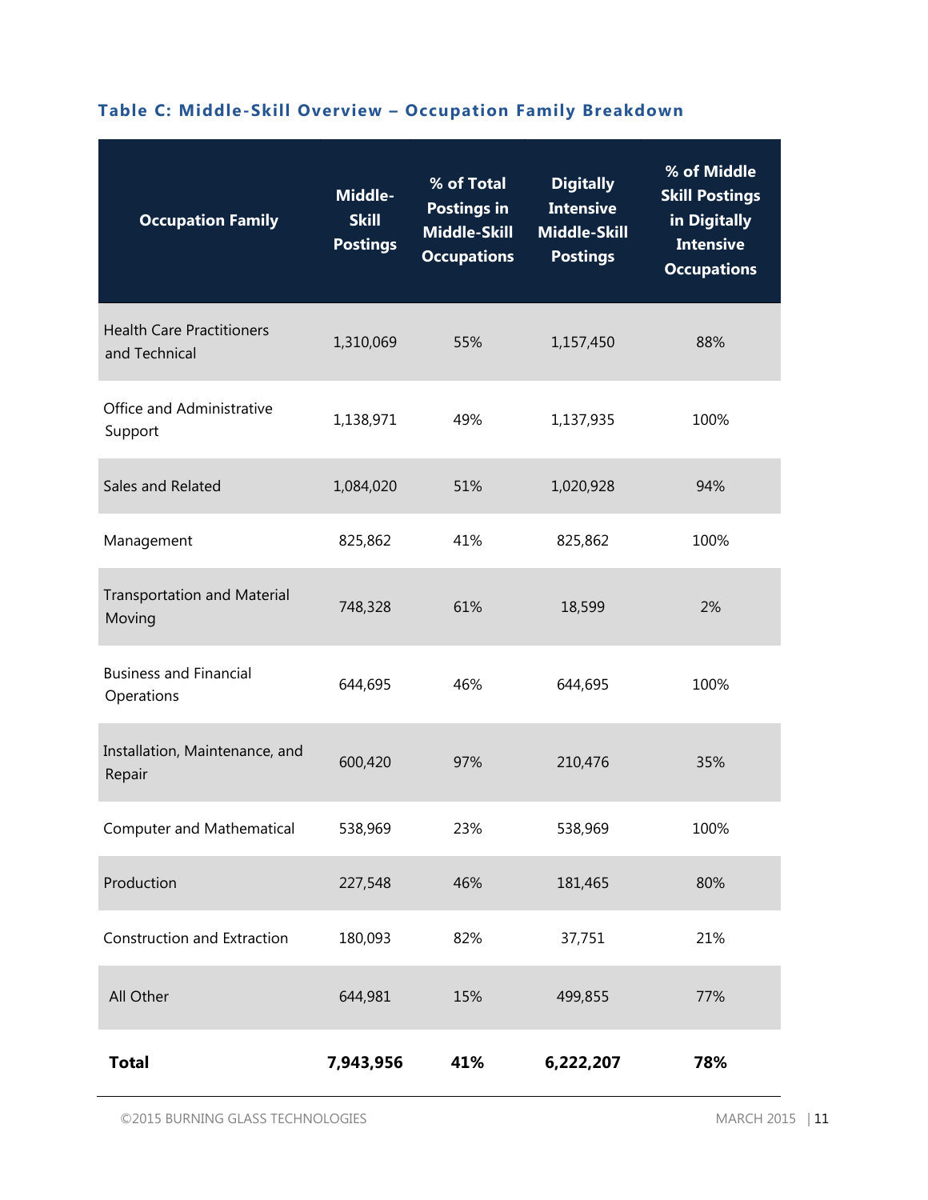### Table C: Middle-Skill Overview – Occupation Family Breakdown

| Occupation Family | Middle-Skill Postings | % of Total Postings in Middle-Skill Occupations | Digitally Intensive Middle-Skill Postings | % of Middle Skill Postings in Digitally Intensive Occupations |
|---|---|---|---|---|
| Health Care Practitioners and Technical | 1,310,069 | 55% | 1,157,450 | 88% |
| Office and Administrative Support | 1,138,971 | 49% | 1,137,935 | 100% |
| Sales and Related | 1,084,020 | 51% | 1,020,928 | 94% |
| Management | 825,862 | 41% | 825,862 | 100% |
| Transportation and Material Moving | 748,328 | 61% | 18,599 | 2% |
| Business and Financial Operations | 644,695 | 46% | 644,695 | 100% |
| Installation, Maintenance, and Repair | 600,420 | 97% | 210,476 | 35% |
| Computer and Mathematical | 538,969 | 23% | 538,969 | 100% |
| Production | 227,548 | 46% | 181,465 | 80% |
| Construction and Extraction | 180,093 | 82% | 37,751 | 21% |
| All Other | 644,981 | 15% | 499,855 | 77% |
| **Total** | **7,943,956** | **41%** | **6,222,207** | **78%** |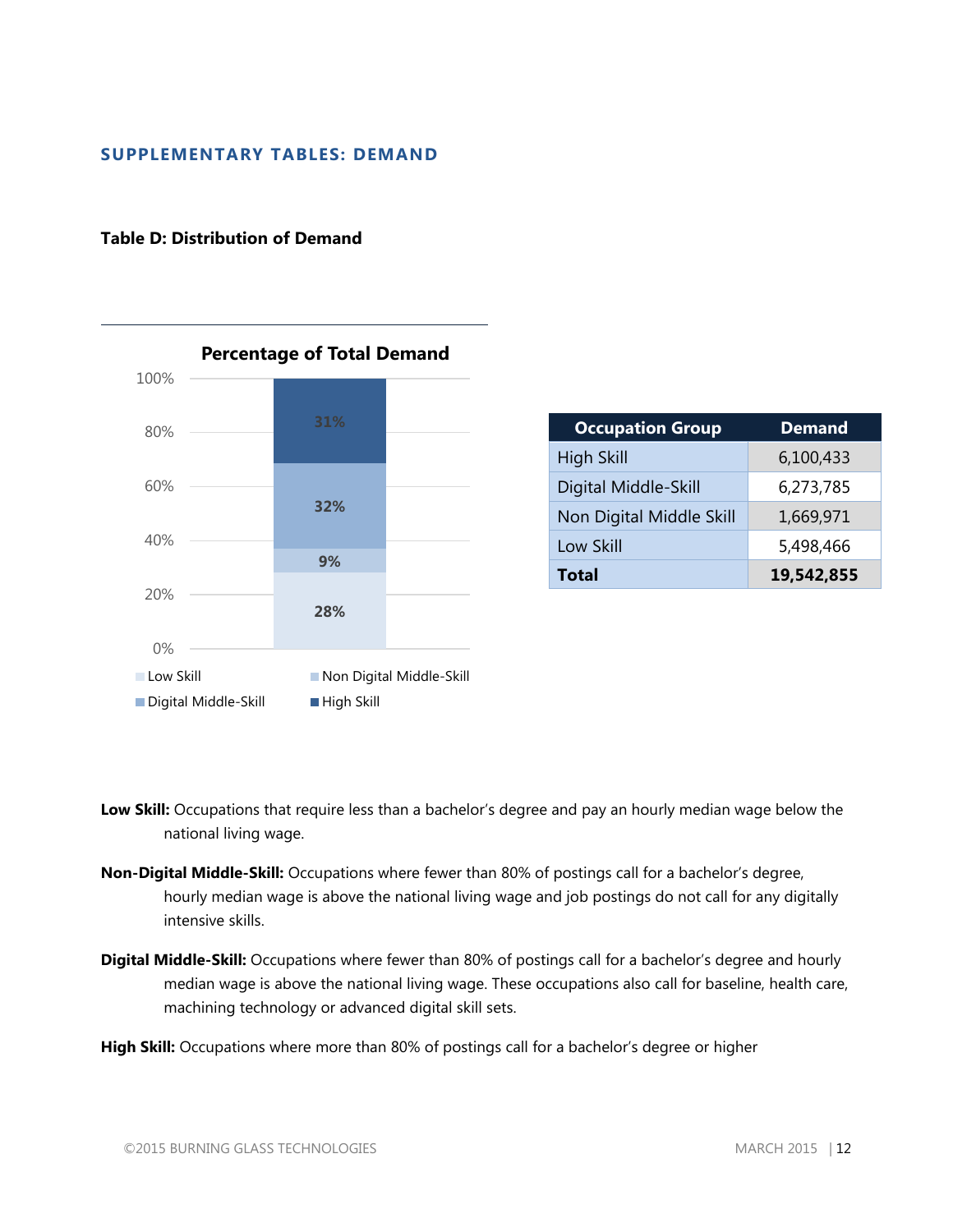## SUPPLEMENTARY TABLES: DEMAND

**Table D: Distribution of Demand**

**Percentage of Total Demand**

| Occupation Group | Demand |
|---|---|
| High Skill | 6,100,433 |
| Digital Middle-Skill | 6,273,785 |
| Non Digital Middle Skill | 1,669,971 |
| Low Skill | 5,498,466 |
| **Total** | **19,542,855** |

**Low Skill:** Occupations that require less than a bachelor's degree and pay an hourly median wage below the national living wage.

**Non-Digital Middle-Skill:** Occupations where fewer than 80% of postings call for a bachelor's degree, hourly median wage is above the national living wage and job postings do not call for any digitally intensive skills.

**Digital Middle-Skill:** Occupations where fewer than 80% of postings call for a bachelor's degree and hourly median wage is above the national living wage. These occupations also call for baseline, health care, machining technology or advanced digital skill sets.

**High Skill:** Occupations where more than 80% of postings call for a bachelor's degree or higher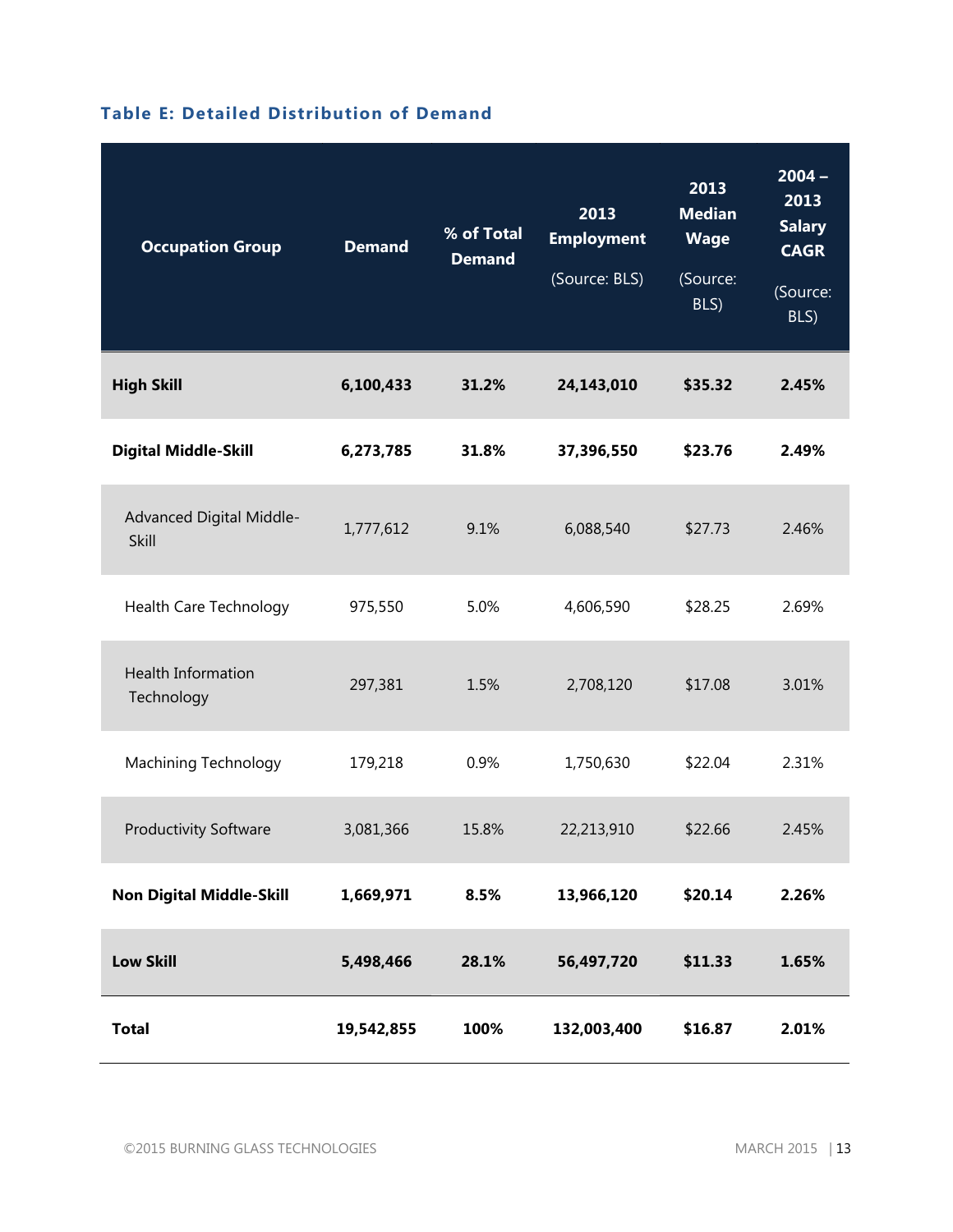### Table E: Detailed Distribution of Demand

| Occupation Group | Demand | % of Total Demand | 2013 Employment (Source: BLS) | 2013 Median Wage (Source: BLS) | 2004 – 2013 Salary CAGR (Source: BLS) |
|---|---|---|---|---|---|
| **High Skill** | **6,100,433** | **31.2%** | **24,143,010** | **$35.32** | **2.45%** |
| **Digital Middle-Skill** | **6,273,785** | **31.8%** | **37,396,550** | **$23.76** | **2.49%** |
| Advanced Digital Middle-Skill | 1,777,612 | 9.1% | 6,088,540 | $27.73 | 2.46% |
| Health Care Technology | 975,550 | 5.0% | 4,606,590 | $28.25 | 2.69% |
| Health Information Technology | 297,381 | 1.5% | 2,708,120 | $17.08 | 3.01% |
| Machining Technology | 179,218 | 0.9% | 1,750,630 | $22.04 | 2.31% |
| Productivity Software | 3,081,366 | 15.8% | 22,213,910 | $22.66 | 2.45% |
| **Non Digital Middle-Skill** | **1,669,971** | **8.5%** | **13,966,120** | **$20.14** | **2.26%** |
| **Low Skill** | **5,498,466** | **28.1%** | **56,497,720** | **$11.33** | **1.65%** |
| **Total** | **19,542,855** | **100%** | **132,003,400** | **$16.87** | **2.01%** |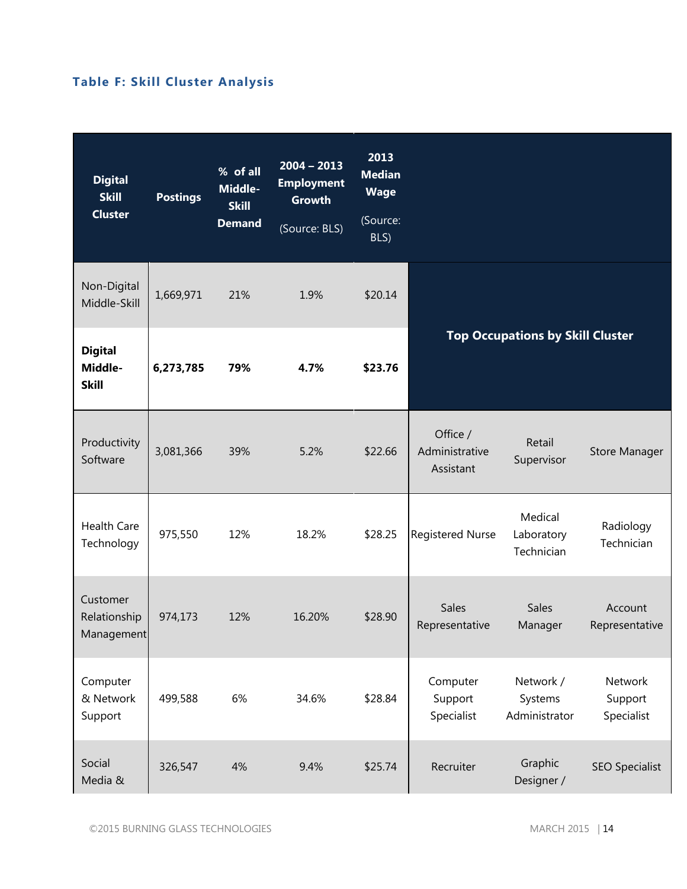### Table F: Skill Cluster Analysis

| Digital Skill Cluster | Postings | % of all Middle-Skill Demand | 2004 – 2013 Employment Growth (Source: BLS) | 2013 Median Wage (Source: BLS) | Top Occupations by Skill Cluster | | |
|---|---|---|---|---|---|---|---|
| Non-Digital Middle-Skill | 1,669,971 | 21% | 1.9% | $20.14 | | | |
| **Digital Middle-Skill** | **6,273,785** | **79%** | **4.7%** | **$23.76** | | | |
| Productivity Software | 3,081,366 | 39% | 5.2% | $22.66 | Office / Administrative Assistant | Retail Supervisor | Store Manager |
| Health Care Technology | 975,550 | 12% | 18.2% | $28.25 | Registered Nurse | Medical Laboratory Technician | Radiology Technician |
| Customer Relationship Management | 974,173 | 12% | 16.20% | $28.90 | Sales Representative | Sales Manager | Account Representative |
| Computer & Network Support | 499,588 | 6% | 34.6% | $28.84 | Computer Support Specialist | Network / Systems Administrator | Network Support Specialist |
| Social Media & | 326,547 | 4% | 9.4% | $25.74 | Recruiter | Graphic Designer / | SEO Specialist |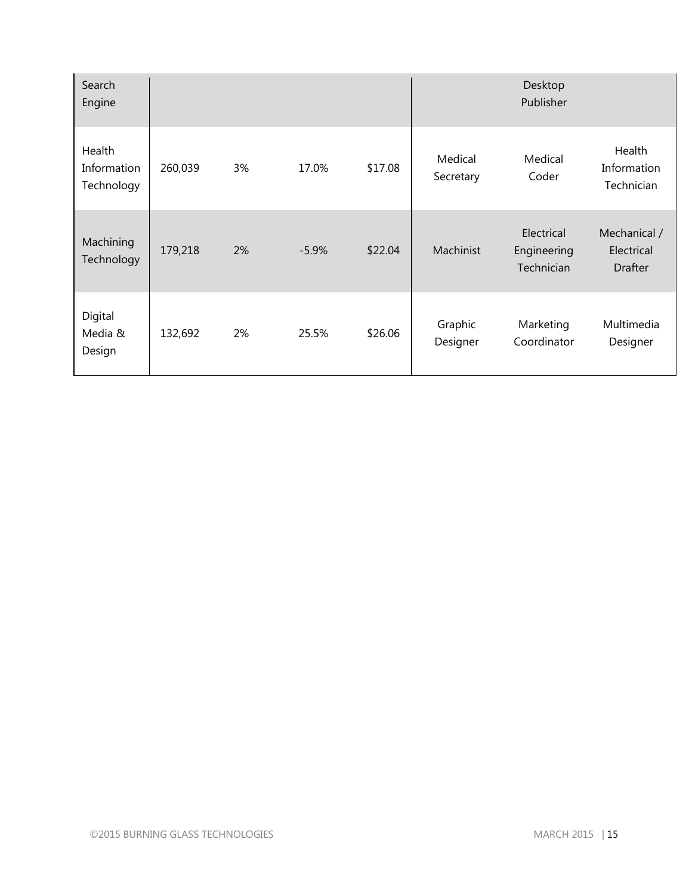| | | | | | | | |
|---|---|---|---|---|---|---|---|
| Search Engine | | | | | | Desktop Publisher | |
| Health Information Technology | 260,039 | 3% | 17.0% | $17.08 | Medical Secretary | Medical Coder | Health Information Technician |
| Machining Technology | 179,218 | 2% | -5.9% | $22.04 | Machinist | Electrical Engineering Technician | Mechanical / Electrical Drafter |
| Digital Media & Design | 132,692 | 2% | 25.5% | $26.06 | Graphic Designer | Marketing Coordinator | Multimedia Designer |